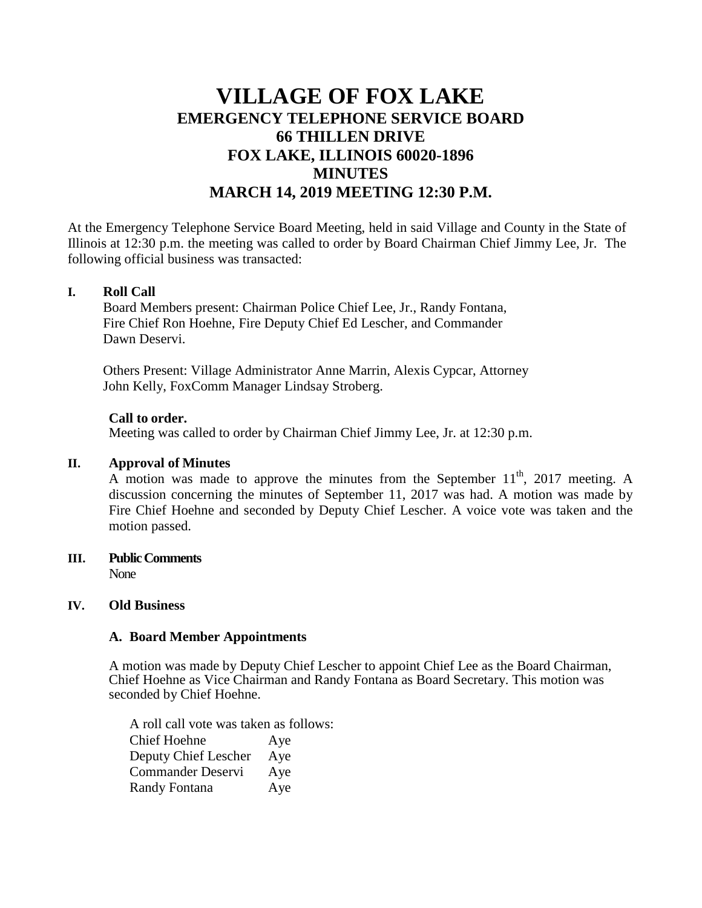# VILLAGE OF FOX LAKE
## EMERGENCY TELEPHONE SERVICE BOARD
## 66 THILLEN DRIVE
## FOX LAKE, ILLINOIS 60020-1896
## MINUTES
## MARCH 14, 2019 MEETING 12:30 P.M.

At the Emergency Telephone Service Board Meeting, held in said Village and County in the State of Illinois at 12:30 p.m. the meeting was called to order by Board Chairman Chief Jimmy Lee, Jr. The following official business was transacted:

**I. Roll Call**

Board Members present: Chairman Police Chief Lee, Jr., Randy Fontana, Fire Chief Ron Hoehne, Fire Deputy Chief Ed Lescher, and Commander Dawn Deservi.

Others Present: Village Administrator Anne Marrin, Alexis Cypcar, Attorney John Kelly, FoxComm Manager Lindsay Stroberg.

**Call to order.**

Meeting was called to order by Chairman Chief Jimmy Lee, Jr. at 12:30 p.m.

**II. Approval of Minutes**

A motion was made to approve the minutes from the September 11th, 2017 meeting. A discussion concerning the minutes of September 11, 2017 was had. A motion was made by Fire Chief Hoehne and seconded by Deputy Chief Lescher. A voice vote was taken and the motion passed.

**III. Public Comments**

None

**IV. Old Business**

**A. Board Member Appointments**

A motion was made by Deputy Chief Lescher to appoint Chief Lee as the Board Chairman, Chief Hoehne as Vice Chairman and Randy Fontana as Board Secretary. This motion was seconded by Chief Hoehne.

A roll call vote was taken as follows:

| | |
|---|---|
| Chief Hoehne | Aye |
| Deputy Chief Lescher | Aye |
| Commander Deservi | Aye |
| Randy Fontana | Aye |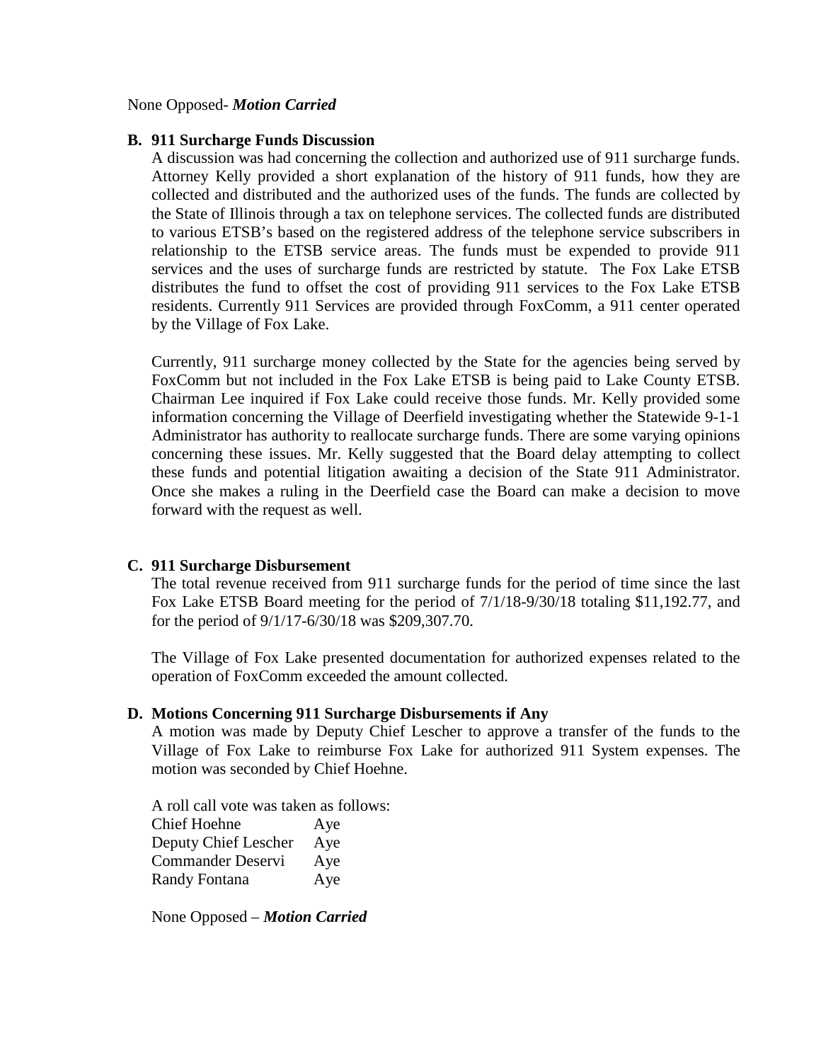None Opposed- ***Motion Carried***

**B. 911 Surcharge Funds Discussion**

A discussion was had concerning the collection and authorized use of 911 surcharge funds. Attorney Kelly provided a short explanation of the history of 911 funds, how they are collected and distributed and the authorized uses of the funds. The funds are collected by the State of Illinois through a tax on telephone services. The collected funds are distributed to various ETSB's based on the registered address of the telephone service subscribers in relationship to the ETSB service areas. The funds must be expended to provide 911 services and the uses of surcharge funds are restricted by statute. The Fox Lake ETSB distributes the fund to offset the cost of providing 911 services to the Fox Lake ETSB residents. Currently 911 Services are provided through FoxComm, a 911 center operated by the Village of Fox Lake.

Currently, 911 surcharge money collected by the State for the agencies being served by FoxComm but not included in the Fox Lake ETSB is being paid to Lake County ETSB. Chairman Lee inquired if Fox Lake could receive those funds. Mr. Kelly provided some information concerning the Village of Deerfield investigating whether the Statewide 9-1-1 Administrator has authority to reallocate surcharge funds. There are some varying opinions concerning these issues. Mr. Kelly suggested that the Board delay attempting to collect these funds and potential litigation awaiting a decision of the State 911 Administrator. Once she makes a ruling in the Deerfield case the Board can make a decision to move forward with the request as well.

**C. 911 Surcharge Disbursement**

The total revenue received from 911 surcharge funds for the period of time since the last Fox Lake ETSB Board meeting for the period of 7/1/18-9/30/18 totaling $11,192.77, and for the period of 9/1/17-6/30/18 was $209,307.70.

The Village of Fox Lake presented documentation for authorized expenses related to the operation of FoxComm exceeded the amount collected.

**D. Motions Concerning 911 Surcharge Disbursements if Any**

A motion was made by Deputy Chief Lescher to approve a transfer of the funds to the Village of Fox Lake to reimburse Fox Lake for authorized 911 System expenses. The motion was seconded by Chief Hoehne.

A roll call vote was taken as follows:

| | |
|---|---|
| Chief Hoehne | Aye |
| Deputy Chief Lescher | Aye |
| Commander Deservi | Aye |
| Randy Fontana | Aye |

None Opposed – ***Motion Carried***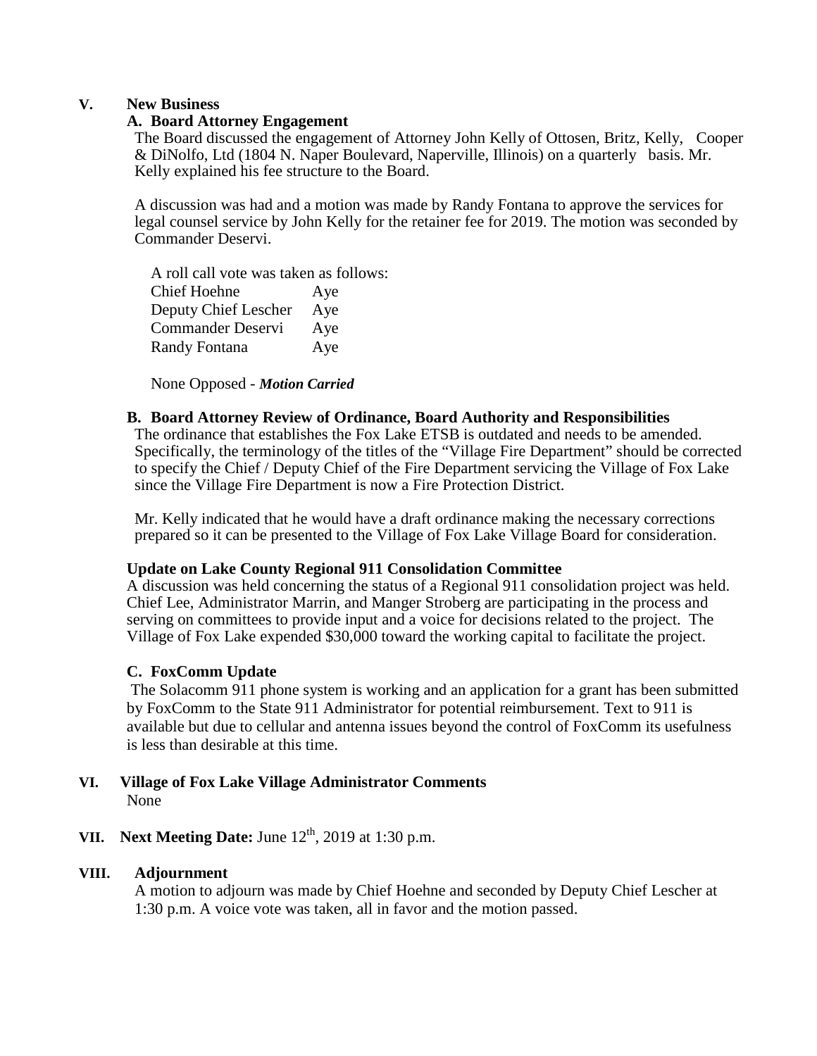## V. New Business

### A. Board Attorney Engagement

The Board discussed the engagement of Attorney John Kelly of Ottosen, Britz, Kelly, Cooper & DiNolfo, Ltd (1804 N. Naper Boulevard, Naperville, Illinois) on a quarterly basis. Mr. Kelly explained his fee structure to the Board.

A discussion was had and a motion was made by Randy Fontana to approve the services for legal counsel service by John Kelly for the retainer fee for 2019. The motion was seconded by Commander Deservi.

A roll call vote was taken as follows:

| | |
|---|---|
| Chief Hoehne | Aye |
| Deputy Chief Lescher | Aye |
| Commander Deservi | Aye |
| Randy Fontana | Aye |

None Opposed - ***Motion Carried***

### B. Board Attorney Review of Ordinance, Board Authority and Responsibilities

The ordinance that establishes the Fox Lake ETSB is outdated and needs to be amended. Specifically, the terminology of the titles of the "Village Fire Department" should be corrected to specify the Chief / Deputy Chief of the Fire Department servicing the Village of Fox Lake since the Village Fire Department is now a Fire Protection District.

Mr. Kelly indicated that he would have a draft ordinance making the necessary corrections prepared so it can be presented to the Village of Fox Lake Village Board for consideration.

**Update on Lake County Regional 911 Consolidation Committee**

A discussion was held concerning the status of a Regional 911 consolidation project was held. Chief Lee, Administrator Marrin, and Manger Stroberg are participating in the process and serving on committees to provide input and a voice for decisions related to the project. The Village of Fox Lake expended $30,000 toward the working capital to facilitate the project.

### C. FoxComm Update

The Solacomm 911 phone system is working and an application for a grant has been submitted by FoxComm to the State 911 Administrator for potential reimbursement. Text to 911 is available but due to cellular and antenna issues beyond the control of FoxComm its usefulness is less than desirable at this time.

## VI. Village of Fox Lake Village Administrator Comments

None

## VII. Next Meeting Date: June 12th, 2019 at 1:30 p.m.

## VIII. Adjournment

A motion to adjourn was made by Chief Hoehne and seconded by Deputy Chief Lescher at 1:30 p.m. A voice vote was taken, all in favor and the motion passed.